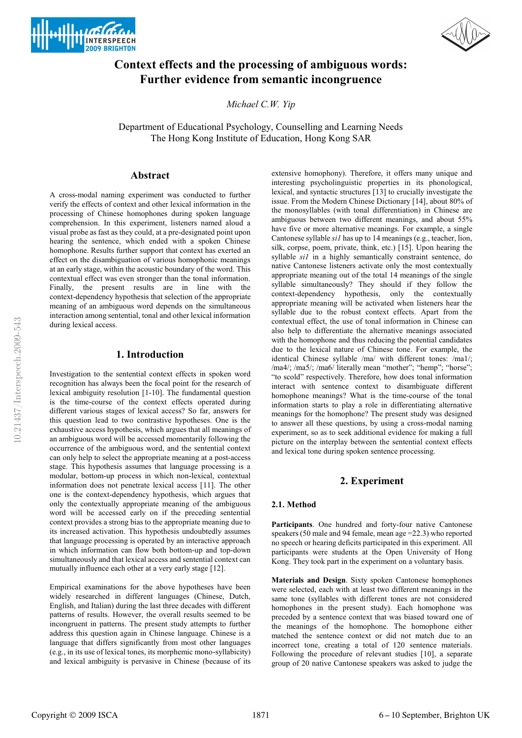# Context effects and the processing of ambiguous words: Further evidence from semantic incongruence

*Michael C.W. Yip*

Department of Educational Psychology, Counselling and Learning Needs
The Hong Kong Institute of Education, Hong Kong SAR

## Abstract

A cross-modal naming experiment was conducted to further verify the effects of context and other lexical information in the processing of Chinese homophones during spoken language comprehension. In this experiment, listeners named aloud a visual probe as fast as they could, at a pre-designated point upon hearing the sentence, which ended with a spoken Chinese homophone. Results further support that context has exerted an effect on the disambiguation of various homophonic meanings at an early stage, within the acoustic boundary of the word. This contextual effect was even stronger than the tonal information. Finally, the present results are in line with the context-dependency hypothesis that selection of the appropriate meaning of an ambiguous word depends on the simultaneous interaction among sentential, tonal and other lexical information during lexical access.

## 1. Introduction

Investigation to the sentential context effects in spoken word recognition has always been the focal point for the research of lexical ambiguity resolution [1-10]. The fundamental question is the time-course of the context effects operated during different various stages of lexical access? So far, answers for this question lead to two contrastive hypotheses. One is the exhaustive access hypothesis, which argues that all meanings of an ambiguous word will be accessed momentarily following the occurrence of the ambiguous word, and the sentential context can only help to select the appropriate meaning at a post-access stage. This hypothesis assumes that language processing is a modular, bottom-up process in which non-lexical, contextual information does not penetrate lexical access [11]. The other one is the context-dependency hypothesis, which argues that only the contextually appropriate meaning of the ambiguous word will be accessed early on if the preceding sentential context provides a strong bias to the appropriate meaning due to its increased activation. This hypothesis undoubtedly assumes that language processing is operated by an interactive approach in which information can flow both bottom-up and top-down simultaneously and that lexical access and sentential context can mutually influence each other at a very early stage [12].

Empirical examinations for the above hypotheses have been widely researched in different languages (Chinese, Dutch, English, and Italian) during the last three decades with different patterns of results. However, the overall results seemed to be incongruent in patterns. The present study attempts to further address this question again in Chinese language. Chinese is a language that differs significantly from most other languages (e.g., in its use of lexical tones, its morphemic mono-syllabicity) and lexical ambiguity is pervasive in Chinese (because of its extensive homophony). Therefore, it offers many unique and interesting psycholinguistic properties in its phonological, lexical, and syntactic structures [13] to crucially investigate the issue. From the Modern Chinese Dictionary [14], about 80% of the monosyllables (with tonal differentiation) in Chinese are ambiguous between two different meanings, and about 55% have five or more alternative meanings. For example, a single Cantonese syllable *si1* has up to 14 meanings (e.g., teacher, lion, silk, corpse, poem, private, think, etc.) [15]. Upon hearing the syllable *si1* in a highly semantically constraint sentence, do native Cantonese listeners activate only the most contextually appropriate meaning out of the total 14 meanings of the single syllable simultaneously? They should if they follow the context-dependency hypothesis, only the contextually appropriate meaning will be activated when listeners hear the syllable due to the robust context effects. Apart from the contextual effect, the use of tonal information in Chinese can also help to differentiate the alternative meanings associated with the homophone and thus reducing the potential candidates due to the lexical nature of Chinese tone. For example, the identical Chinese syllable /ma/ with different tones: /ma1/; /ma4/; /ma5/; /ma6/ literally mean "mother"; "hemp"; "horse"; "to scold" respectively. Therefore, how does tonal information interact with sentence context to disambiguate different homophone meanings? What is the time-course of the tonal information starts to play a role in differentiating alternative meanings for the homophone? The present study was designed to answer all these questions, by using a cross-modal naming experiment, so as to seek additional evidence for making a full picture on the interplay between the sentential context effects and lexical tone during spoken sentence processing.

## 2. Experiment

### 2.1. Method

**Participants**. One hundred and forty-four native Cantonese speakers (50 male and 94 female, mean age =22.3) who reported no speech or hearing deficits participated in this experiment. All participants were students at the Open University of Hong Kong. They took part in the experiment on a voluntary basis.

**Materials and Design**. Sixty spoken Cantonese homophones were selected, each with at least two different meanings in the same tone (syllables with different tones are not considered homophones in the present study). Each homophone was preceded by a sentence context that was biased toward one of the meanings of the homophone. The homophone either matched the sentence context or did not match due to an incorrect tone, creating a total of 120 sentence materials. Following the procedure of relevant studies [10], a separate group of 20 native Cantonese speakers was asked to judge the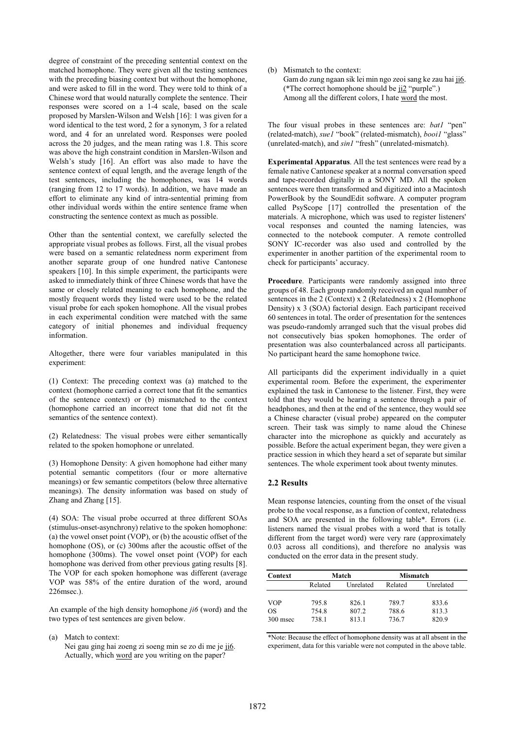degree of constraint of the preceding sentential context on the matched homophone. They were given all the testing sentences with the preceding biasing context but without the homophone, and were asked to fill in the word. They were told to think of a Chinese word that would naturally complete the sentence. Their responses were scored on a 1-4 scale, based on the scale proposed by Marslen-Wilson and Welsh [16]: 1 was given for a word identical to the test word, 2 for a synonym, 3 for a related word, and 4 for an unrelated word. Responses were pooled across the 20 judges, and the mean rating was 1.8. This score was above the high constraint condition in Marslen-Wilson and Welsh's study [16]. An effort was also made to have the sentence context of equal length, and the average length of the test sentences, including the homophones, was 14 words (ranging from 12 to 17 words). In addition, we have made an effort to eliminate any kind of intra-sentential priming from other individual words within the entire sentence frame when constructing the sentence context as much as possible.

Other than the sentential context, we carefully selected the appropriate visual probes as follows. First, all the visual probes were based on a semantic relatedness norm experiment from another separate group of one hundred native Cantonese speakers [10]. In this simple experiment, the participants were asked to immediately think of three Chinese words that have the same or closely related meaning to each homophone, and the mostly frequent words they listed were used to be the related visual probe for each spoken homophone. All the visual probes in each experimental condition were matched with the same category of initial phonemes and individual frequency information.

Altogether, there were four variables manipulated in this experiment:

(1) Context: The preceding context was (a) matched to the context (homophone carried a correct tone that fit the semantics of the sentence context) or (b) mismatched to the context (homophone carried an incorrect tone that did not fit the semantics of the sentence context).

(2) Relatedness: The visual probes were either semantically related to the spoken homophone or unrelated.

(3) Homophone Density: A given homophone had either many potential semantic competitors (four or more alternative meanings) or few semantic competitors (below three alternative meanings). The density information was based on study of Zhang and Zhang [15].

(4) SOA: The visual probe occurred at three different SOAs (stimulus-onset-asynchrony) relative to the spoken homophone: (a) the vowel onset point (VOP), or (b) the acoustic offset of the homophone (OS), or (c) 300ms after the acoustic offset of the homophone (300ms). The vowel onset point (VOP) for each homophone was derived from other previous gating results [8]. The VOP for each spoken homophone was different (average VOP was 58% of the entire duration of the word, around 226msec.).

An example of the high density homophone *ji6* (word) and the two types of test sentences are given below.

(a) Match to context:
Nei gau ging hai zoeng zi soeng min se zo di me je ji6.
Actually, which word are you writing on the paper?

(b) Mismatch to the context:
Gam do zung ngaan sik lei min ngo zeoi sang ke zau hai ji6.
(*The correct homophone should be ji2 "purple".)
Among all the different colors, I hate word the most.

The four visual probes in these sentences are: *bat1* "pen" (related-match), *sue1* "book" (related-mismatch), *booi1* "glass" (unrelated-match), and *sin1* "fresh" (unrelated-mismatch).

**Experimental Apparatus**. All the test sentences were read by a female native Cantonese speaker at a normal conversation speed and tape-recorded digitally in a SONY MD. All the spoken sentences were then transformed and digitized into a Macintosh PowerBook by the SoundEdit software. A computer program called PsyScope [17] controlled the presentation of the materials. A microphone, which was used to register listeners' vocal responses and counted the naming latencies, was connected to the notebook computer. A remote controlled SONY IC-recorder was also used and controlled by the experimenter in another partition of the experimental room to check for participants' accuracy.

**Procedure**. Participants were randomly assigned into three groups of 48. Each group randomly received an equal number of sentences in the 2 (Context) x 2 (Relatedness) x 2 (Homophone Density) x 3 (SOA) factorial design. Each participant received 60 sentences in total. The order of presentation for the sentences was pseudo-randomly arranged such that the visual probes did not consecutively bias spoken homophones. The order of presentation was also counterbalanced across all participants. No participant heard the same homophone twice.

All participants did the experiment individually in a quiet experimental room. Before the experiment, the experimenter explained the task in Cantonese to the listener. First, they were told that they would be hearing a sentence through a pair of headphones, and then at the end of the sentence, they would see a Chinese character (visual probe) appeared on the computer screen. Their task was simply to name aloud the Chinese character into the microphone as quickly and accurately as possible. Before the actual experiment began, they were given a practice session in which they heard a set of separate but similar sentences. The whole experiment took about twenty minutes.

## 2.2 Results

Mean response latencies, counting from the onset of the visual probe to the vocal response, as a function of context, relatedness and SOA are presented in the following table*. Errors (i.e. listeners named the visual probes with a word that is totally different from the target word) were very rare (approximately 0.03 across all conditions), and therefore no analysis was conducted on the error data in the present study.

| Context | Match | | Mismatch | |
|---|---|---|---|---|
| | Related | Unrelated | Related | Unrelated |
| VOP | 795.8 | 826.1 | 789.7 | 833.6 |
| OS | 754.8 | 807.2 | 788.6 | 813.3 |
| 300 msec | 738.1 | 813.1 | 736.7 | 820.9 |

*Note: Because the effect of homophone density was at all absent in the experiment, data for this variable were not computed in the above table.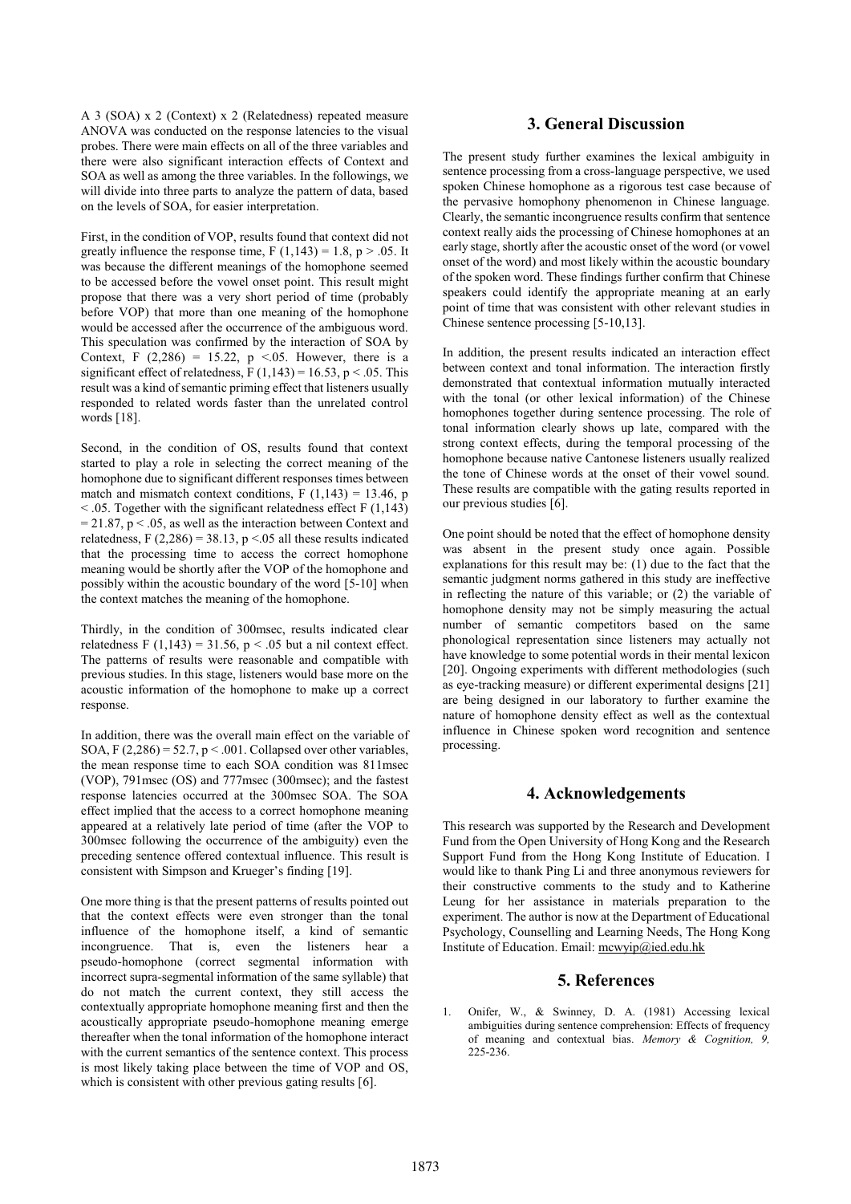A 3 (SOA) x 2 (Context) x 2 (Relatedness) repeated measure ANOVA was conducted on the response latencies to the visual probes. There were main effects on all of the three variables and there were also significant interaction effects of Context and SOA as well as among the three variables. In the followings, we will divide into three parts to analyze the pattern of data, based on the levels of SOA, for easier interpretation.

First, in the condition of VOP, results found that context did not greatly influence the response time, $F(1,143) = 1.8$, $p > .05$. It was because the different meanings of the homophone seemed to be accessed before the vowel onset point. This result might propose that there was a very short period of time (probably before VOP) that more than one meaning of the homophone would be accessed after the occurrence of the ambiguous word. This speculation was confirmed by the interaction of SOA by Context, $F(2,286) = 15.22$, $p < .05$. However, there is a significant effect of relatedness, $F(1,143) = 16.53$, $p < .05$. This result was a kind of semantic priming effect that listeners usually responded to related words faster than the unrelated control words [18].

Second, in the condition of OS, results found that context started to play a role in selecting the correct meaning of the homophone due to significant different responses times between match and mismatch context conditions, $F(1,143) = 13.46$, $p < .05$. Together with the significant relatedness effect $F(1,143) = 21.87$, $p < .05$, as well as the interaction between Context and relatedness, $F(2,286) = 38.13$, $p < .05$ all these results indicated that the processing time to access the correct homophone meaning would be shortly after the VOP of the homophone and possibly within the acoustic boundary of the word [5-10] when the context matches the meaning of the homophone.

Thirdly, in the condition of 300msec, results indicated clear relatedness $F(1,143) = 31.56$, $p < .05$ but a nil context effect. The patterns of results were reasonable and compatible with previous studies. In this stage, listeners would base more on the acoustic information of the homophone to make up a correct response.

In addition, there was the overall main effect on the variable of SOA, $F(2,286) = 52.7$, $p < .001$. Collapsed over other variables, the mean response time to each SOA condition was 811msec (VOP), 791msec (OS) and 777msec (300msec); and the fastest response latencies occurred at the 300msec SOA. The SOA effect implied that the access to a correct homophone meaning appeared at a relatively late period of time (after the VOP to 300msec following the occurrence of the ambiguity) even the preceding sentence offered contextual influence. This result is consistent with Simpson and Krueger's finding [19].

One more thing is that the present patterns of results pointed out that the context effects were even stronger than the tonal influence of the homophone itself, a kind of semantic incongruence. That is, even the listeners hear a pseudo-homophone (correct segmental information with incorrect supra-segmental information of the same syllable) that do not match the current context, they still access the contextually appropriate homophone meaning first and then the acoustically appropriate pseudo-homophone meaning emerge thereafter when the tonal information of the homophone interact with the current semantics of the sentence context. This process is most likely taking place between the time of VOP and OS, which is consistent with other previous gating results [6].

## 3. General Discussion

The present study further examines the lexical ambiguity in sentence processing from a cross-language perspective, we used spoken Chinese homophone as a rigorous test case because of the pervasive homophony phenomenon in Chinese language. Clearly, the semantic incongruence results confirm that sentence context really aids the processing of Chinese homophones at an early stage, shortly after the acoustic onset of the word (or vowel onset of the word) and most likely within the acoustic boundary of the spoken word. These findings further confirm that Chinese speakers could identify the appropriate meaning at an early point of time that was consistent with other relevant studies in Chinese sentence processing [5-10,13].

In addition, the present results indicated an interaction effect between context and tonal information. The interaction firstly demonstrated that contextual information mutually interacted with the tonal (or other lexical information) of the Chinese homophones together during sentence processing. The role of tonal information clearly shows up late, compared with the strong context effects, during the temporal processing of the homophone because native Cantonese listeners usually realized the tone of Chinese words at the onset of their vowel sound. These results are compatible with the gating results reported in our previous studies [6].

One point should be noted that the effect of homophone density was absent in the present study once again. Possible explanations for this result may be: (1) due to the fact that the semantic judgment norms gathered in this study are ineffective in reflecting the nature of this variable; or (2) the variable of homophone density may not be simply measuring the actual number of semantic competitors based on the same phonological representation since listeners may actually not have knowledge to some potential words in their mental lexicon [20]. Ongoing experiments with different methodologies (such as eye-tracking measure) or different experimental designs [21] are being designed in our laboratory to further examine the nature of homophone density effect as well as the contextual influence in Chinese spoken word recognition and sentence processing.

## 4. Acknowledgements

This research was supported by the Research and Development Fund from the Open University of Hong Kong and the Research Support Fund from the Hong Kong Institute of Education. I would like to thank Ping Li and three anonymous reviewers for their constructive comments to the study and to Katherine Leung for her assistance in materials preparation to the experiment. The author is now at the Department of Educational Psychology, Counselling and Learning Needs, The Hong Kong Institute of Education. Email: mcwyip@ied.edu.hk

## 5. References

1. Onifer, W., & Swinney, D. A. (1981) Accessing lexical ambiguities during sentence comprehension: Effects of frequency of meaning and contextual bias. *Memory & Cognition, 9,* 225-236.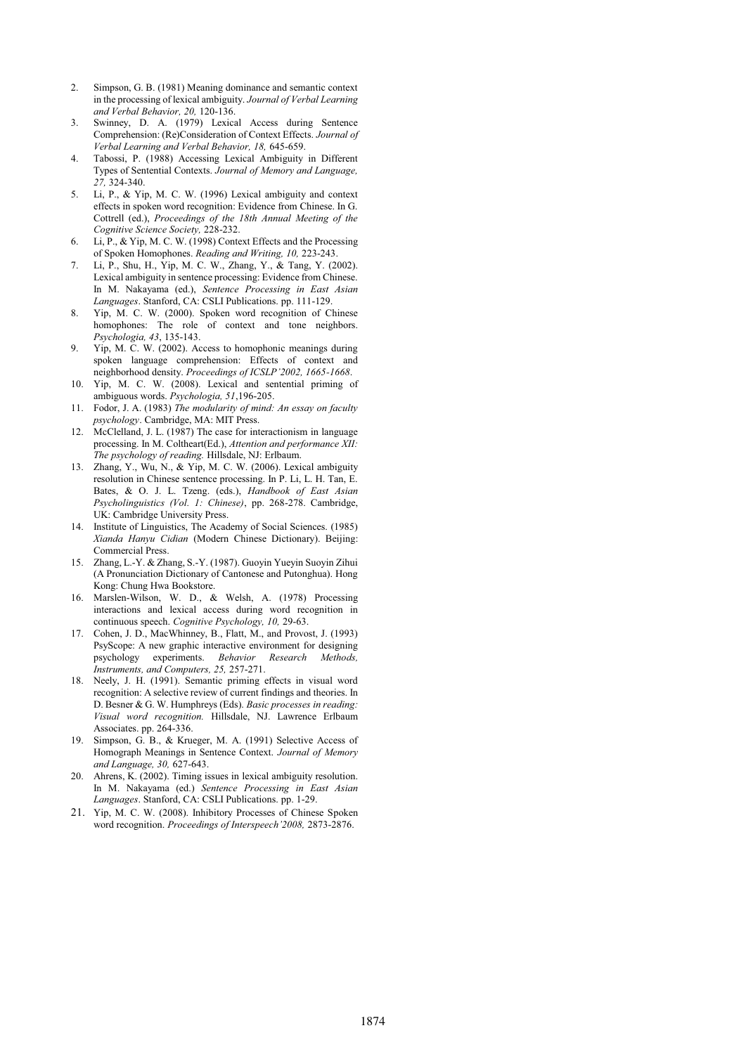2. Simpson, G. B. (1981) Meaning dominance and semantic context in the processing of lexical ambiguity. *Journal of Verbal Learning and Verbal Behavior, 20,* 120-136.
3. Swinney, D. A. (1979) Lexical Access during Sentence Comprehension: (Re)Consideration of Context Effects. *Journal of Verbal Learning and Verbal Behavior, 18,* 645-659.
4. Tabossi, P. (1988) Accessing Lexical Ambiguity in Different Types of Sentential Contexts. *Journal of Memory and Language, 27,* 324-340.
5. Li, P., & Yip, M. C. W. (1996) Lexical ambiguity and context effects in spoken word recognition: Evidence from Chinese. In G. Cottrell (ed.), *Proceedings of the 18th Annual Meeting of the Cognitive Science Society,* 228-232.
6. Li, P., & Yip, M. C. W. (1998) Context Effects and the Processing of Spoken Homophones. *Reading and Writing, 10,* 223-243.
7. Li, P., Shu, H., Yip, M. C. W., Zhang, Y., & Tang, Y. (2002). Lexical ambiguity in sentence processing: Evidence from Chinese. In M. Nakayama (ed.), *Sentence Processing in East Asian Languages*. Stanford, CA: CSLI Publications. pp. 111-129.
8. Yip, M. C. W. (2000). Spoken word recognition of Chinese homophones: The role of context and tone neighbors. *Psychologia, 43*, 135-143.
9. Yip, M. C. W. (2002). Access to homophonic meanings during spoken language comprehension: Effects of context and neighborhood density. *Proceedings of ICSLP'2002, 1665-1668*.
10. Yip, M. C. W. (2008). Lexical and sentential priming of ambiguous words. *Psychologia, 51*,196-205.
11. Fodor, J. A. (1983) *The modularity of mind: An essay on faculty psychology*. Cambridge, MA: MIT Press.
12. McClelland, J. L. (1987) The case for interactionism in language processing. In M. Coltheart(Ed.), *Attention and performance XII: The psychology of reading.* Hillsdale, NJ: Erlbaum.
13. Zhang, Y., Wu, N., & Yip, M. C. W. (2006). Lexical ambiguity resolution in Chinese sentence processing. In P. Li, L. H. Tan, E. Bates, & O. J. L. Tzeng. (eds.), *Handbook of East Asian Psycholinguistics (Vol. 1: Chinese)*, pp. 268-278. Cambridge, UK: Cambridge University Press.
14. Institute of Linguistics, The Academy of Social Sciences. (1985) *Xianda Hanyu Cidian* (Modern Chinese Dictionary). Beijing: Commercial Press.
15. Zhang, L.-Y. & Zhang, S.-Y. (1987). Guoyin Yueyin Suoyin Zihui (A Pronunciation Dictionary of Cantonese and Putonghua). Hong Kong: Chung Hwa Bookstore.
16. Marslen-Wilson, W. D., & Welsh, A. (1978) Processing interactions and lexical access during word recognition in continuous speech. *Cognitive Psychology, 10,* 29-63.
17. Cohen, J. D., MacWhinney, B., Flatt, M., and Provost, J. (1993) PsyScope: A new graphic interactive environment for designing psychology experiments. *Behavior Research Methods, Instruments, and Computers, 25,* 257-271.
18. Neely, J. H. (1991). Semantic priming effects in visual word recognition: A selective review of current findings and theories. In D. Besner & G. W. Humphreys (Eds). *Basic processes in reading: Visual word recognition.* Hillsdale, NJ. Lawrence Erlbaum Associates. pp. 264-336.
19. Simpson, G. B., & Krueger, M. A. (1991) Selective Access of Homograph Meanings in Sentence Context. *Journal of Memory and Language, 30,* 627-643.
20. Ahrens, K. (2002). Timing issues in lexical ambiguity resolution. In M. Nakayama (ed.) *Sentence Processing in East Asian Languages*. Stanford, CA: CSLI Publications. pp. 1-29.
21. Yip, M. C. W. (2008). Inhibitory Processes of Chinese Spoken word recognition. *Proceedings of Interspeech'2008,* 2873-2876.